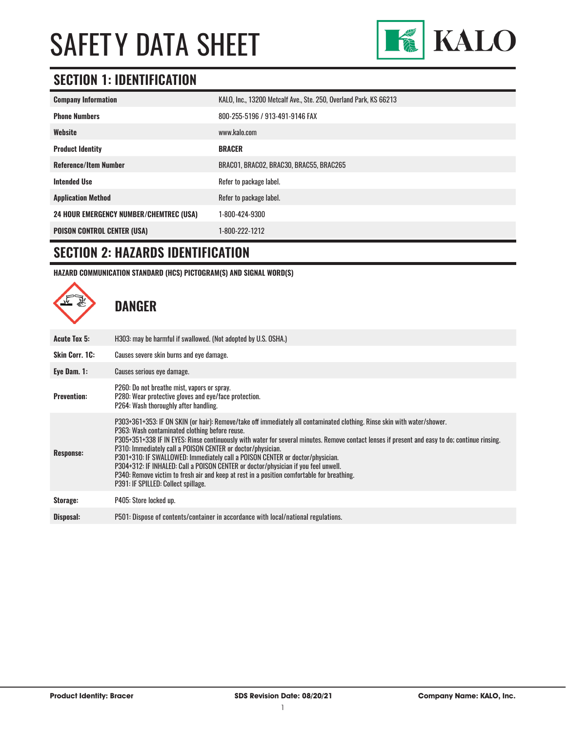# SAFETY DATA SHEET

KALO

## SECTION 1: IDENTIFICATION

| | |
|---|---|
| **Company Information** | KALO, Inc., 13200 Metcalf Ave., Ste. 250, Overland Park, KS 66213 |
| **Phone Numbers** | 800-255-5196 / 913-491-9146 FAX |
| **Website** | www.kalo.com |
| **Product Identity** | **BRACER** |
| **Reference/Item Number** | BRAC01, BRAC02, BRAC30, BRAC55, BRAC265 |
| **Intended Use** | Refer to package label. |
| **Application Method** | Refer to package label. |
| **24 HOUR EMERGENCY NUMBER/CHEMTREC (USA)** | 1-800-424-9300 |
| **POISON CONTROL CENTER (USA)** | 1-800-222-1212 |

## SECTION 2: HAZARDS IDENTIFICATION

**HAZARD COMMUNICATION STANDARD (HCS) PICTOGRAM(S) AND SIGNAL WORD(S)**

### DANGER

| | |
|---|---|
| **Acute Tox 5:** | H303: may be harmful if swallowed. (Not adopted by U.S. OSHA.) |
| **Skin Corr. 1C:** | Causes severe skin burns and eye damage. |
| **Eye Dam. 1:** | Causes serious eye damage. |
| **Prevention:** | P260: Do not breathe mist, vapors or spray.<br>P280: Wear protective gloves and eye/face protection.<br>P264: Wash thoroughly after handling. |
| **Response:** | P303+361+353: IF ON SKIN (or hair): Remove/take off immediately all contaminated clothing. Rinse skin with water/shower.<br>P363: Wash contaminated clothing before reuse.<br>P305+351+338 IF IN EYES: Rinse continuously with water for several minutes. Remove contact lenses if present and easy to do; continue rinsing.<br>P310: Immediately call a POISON CENTER or doctor/physician.<br>P301+310: IF SWALLOWED: Immediately call a POISON CENTER or doctor/physician.<br>P304+312: IF INHALED: Call a POISON CENTER or doctor/physician if you feel unwell.<br>P340: Remove victim to fresh air and keep at rest in a position comfortable for breathing.<br>P391: IF SPILLED: Collect spillage. |
| **Storage:** | P405: Store locked up. |
| **Disposal:** | P501: Dispose of contents/container in accordance with local/national regulations. |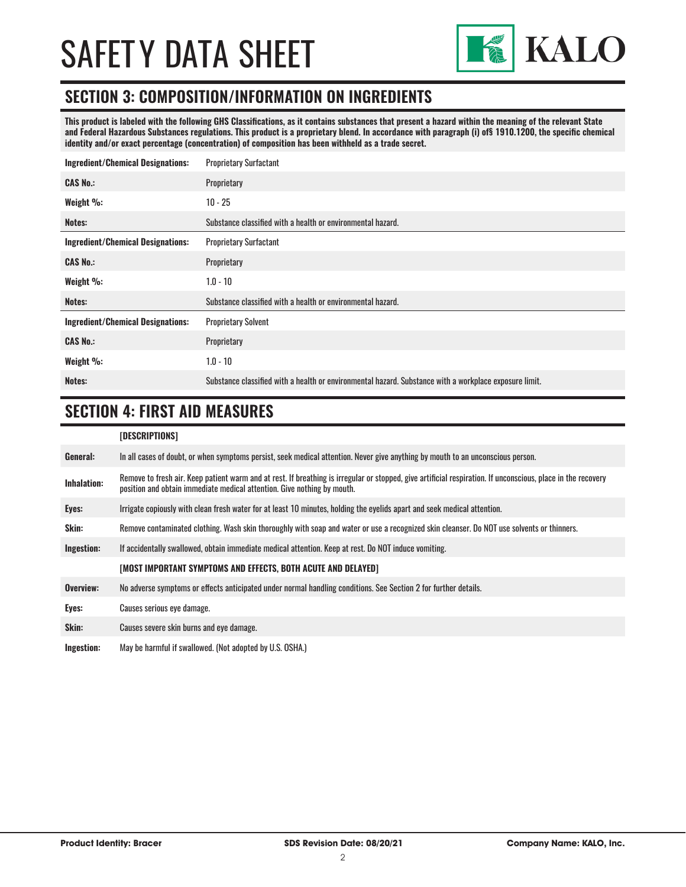# SAFETY DATA SHEET

## SECTION 3: COMPOSITION/INFORMATION ON INGREDIENTS

**This product is labeled with the following GHS Classifications, as it contains substances that present a hazard within the meaning of the relevant State and Federal Hazardous Substances regulations. This product is a proprietary blend. In accordance with paragraph (i) of§ 1910.1200, the specific chemical identity and/or exact percentage (concentration) of composition has been withheld as a trade secret.**

| | |
|---|---|
| **Ingredient/Chemical Designations:** | Proprietary Surfactant |
| **CAS No.:** | Proprietary |
| **Weight %:** | 10 - 25 |
| **Notes:** | Substance classified with a health or environmental hazard. |

| | |
|---|---|
| **Ingredient/Chemical Designations:** | Proprietary Surfactant |
| **CAS No.:** | Proprietary |
| **Weight %:** | 1.0 - 10 |
| **Notes:** | Substance classified with a health or environmental hazard. |

| | |
|---|---|
| **Ingredient/Chemical Designations:** | Proprietary Solvent |
| **CAS No.:** | Proprietary |
| **Weight %:** | 1.0 - 10 |
| **Notes:** | Substance classified with a health or environmental hazard. Substance with a workplace exposure limit. |

## SECTION 4: FIRST AID MEASURES

| | **[DESCRIPTIONS]** |
|---|---|
| **General:** | In all cases of doubt, or when symptoms persist, seek medical attention. Never give anything by mouth to an unconscious person. |
| **Inhalation:** | Remove to fresh air. Keep patient warm and at rest. If breathing is irregular or stopped, give artificial respiration. If unconscious, place in the recovery position and obtain immediate medical attention. Give nothing by mouth. |
| **Eyes:** | Irrigate copiously with clean fresh water for at least 10 minutes, holding the eyelids apart and seek medical attention. |
| **Skin:** | Remove contaminated clothing. Wash skin thoroughly with soap and water or use a recognized skin cleanser. Do NOT use solvents or thinners. |
| **Ingestion:** | If accidentally swallowed, obtain immediate medical attention. Keep at rest. Do NOT induce vomiting. |
| | **[MOST IMPORTANT SYMPTOMS AND EFFECTS, BOTH ACUTE AND DELAYED]** |
| **Overview:** | No adverse symptoms or effects anticipated under normal handling conditions. See Section 2 for further details. |
| **Eyes:** | Causes serious eye damage. |
| **Skin:** | Causes severe skin burns and eye damage. |
| **Ingestion:** | May be harmful if swallowed. (Not adopted by U.S. OSHA.) |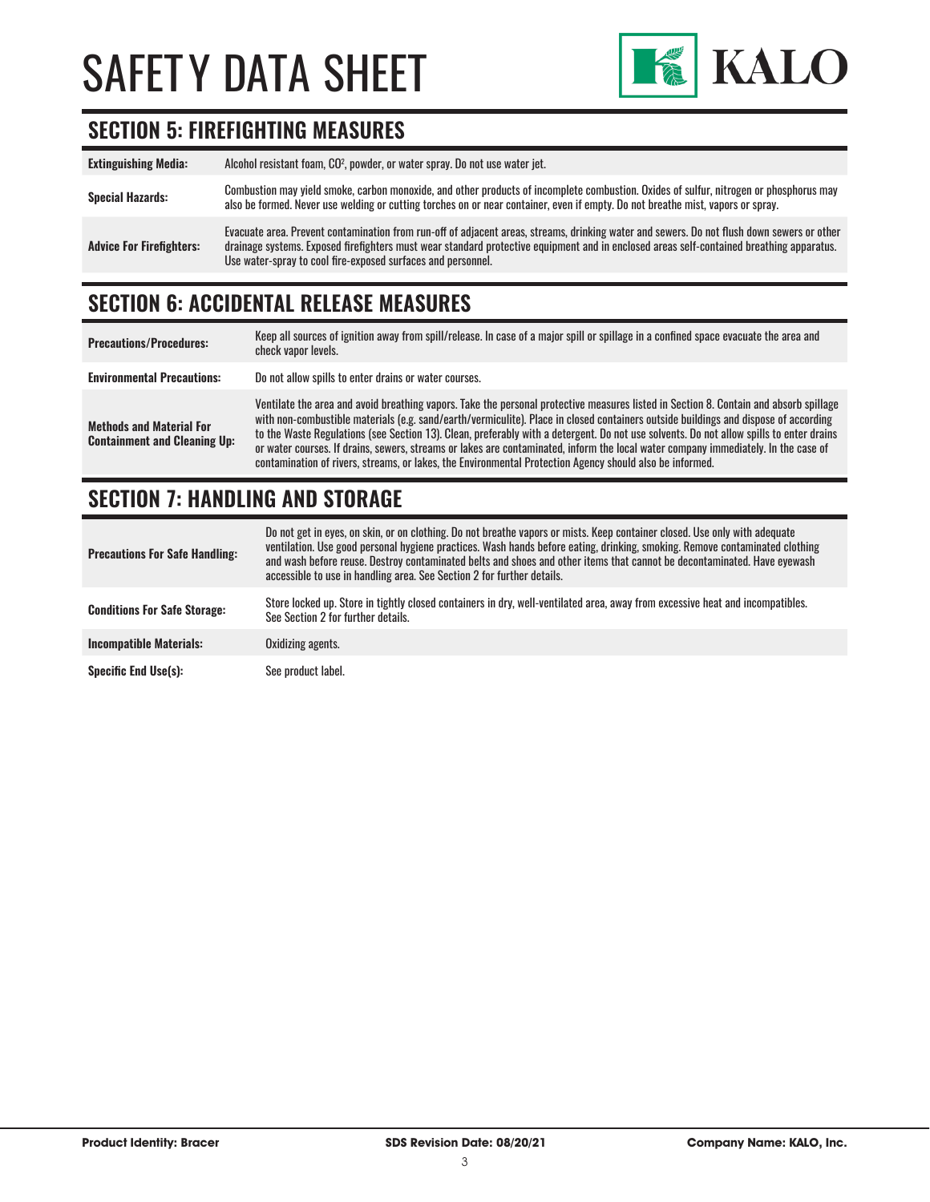## SECTION 5: FIREFIGHTING MEASURES

| | |
|---|---|
| **Extinguishing Media:** | Alcohol resistant foam, $CO^2$, powder, or water spray. Do not use water jet. |
| **Special Hazards:** | Combustion may yield smoke, carbon monoxide, and other products of incomplete combustion. Oxides of sulfur, nitrogen or phosphorus may also be formed. Never use welding or cutting torches on or near container, even if empty. Do not breathe mist, vapors or spray. |
| **Advice For Firefighters:** | Evacuate area. Prevent contamination from run-off of adjacent areas, streams, drinking water and sewers. Do not flush down sewers or other drainage systems. Exposed firefighters must wear standard protective equipment and in enclosed areas self-contained breathing apparatus. Use water-spray to cool fire-exposed surfaces and personnel. |

## SECTION 6: ACCIDENTAL RELEASE MEASURES

| | |
|---|---|
| **Precautions/Procedures:** | Keep all sources of ignition away from spill/release. In case of a major spill or spillage in a confined space evacuate the area and check vapor levels. |
| **Environmental Precautions:** | Do not allow spills to enter drains or water courses. |
| **Methods and Material For Containment and Cleaning Up:** | Ventilate the area and avoid breathing vapors. Take the personal protective measures listed in Section 8. Contain and absorb spillage with non-combustible materials (e.g. sand/earth/vermiculite). Place in closed containers outside buildings and dispose of according to the Waste Regulations (see Section 13). Clean, preferably with a detergent. Do not use solvents. Do not allow spills to enter drains or water courses. If drains, sewers, streams or lakes are contaminated, inform the local water company immediately. In the case of contamination of rivers, streams, or lakes, the Environmental Protection Agency should also be informed. |

## SECTION 7: HANDLING AND STORAGE

| | |
|---|---|
| **Precautions For Safe Handling:** | Do not get in eyes, on skin, or on clothing. Do not breathe vapors or mists. Keep container closed. Use only with adequate ventilation. Use good personal hygiene practices. Wash hands before eating, drinking, smoking. Remove contaminated clothing and wash before reuse. Destroy contaminated belts and shoes and other items that cannot be decontaminated. Have eyewash accessible to use in handling area. See Section 2 for further details. |
| **Conditions For Safe Storage:** | Store locked up. Store in tightly closed containers in dry, well-ventilated area, away from excessive heat and incompatibles. See Section 2 for further details. |
| **Incompatible Materials:** | Oxidizing agents. |
| **Specific End Use(s):** | See product label. |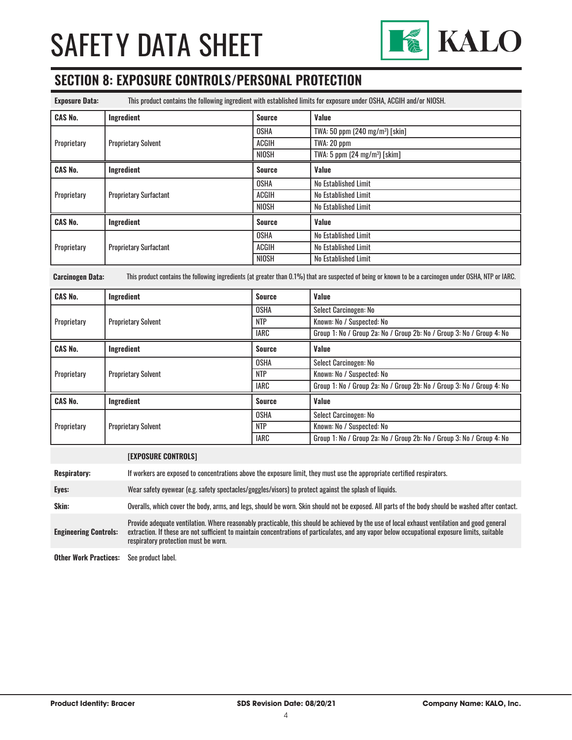# SAFETY DATA SHEET

## SECTION 8: EXPOSURE CONTROLS/PERSONAL PROTECTION

**Exposure Data:** This product contains the following ingredient with established limits for exposure under OSHA, ACGIH and/or NIOSH.

| CAS No. | Ingredient | Source | Value |
|---|---|---|---|
| Proprietary | Proprietary Solvent | OSHA | TWA: 50 ppm (240 mg/m³) [skin] |
| | | ACGIH | TWA: 20 ppm |
| | | NIOSH | TWA: 5 ppm (24 mg/m³) [skim] |

| CAS No. | Ingredient | Source | Value |
|---|---|---|---|
| Proprietary | Proprietary Surfactant | OSHA | No Established Limit |
| | | ACGIH | No Established Limit |
| | | NIOSH | No Established Limit |

| CAS No. | Ingredient | Source | Value |
|---|---|---|---|
| Proprietary | Proprietary Surfactant | OSHA | No Established Limit |
| | | ACGIH | No Established Limit |
| | | NIOSH | No Established Limit |

**Carcinogen Data:** This product contains the following ingredients (at greater than 0.1%) that are suspected of being or known to be a carcinogen under OSHA, NTP or IARC.

| CAS No. | Ingredient | Source | Value |
|---|---|---|---|
| Proprietary | Proprietary Solvent | OSHA | Select Carcinogen: No |
| | | NTP | Known: No / Suspected: No |
| | | IARC | Group 1: No / Group 2a: No / Group 2b: No / Group 3: No / Group 4: No |

| CAS No. | Ingredient | Source | Value |
|---|---|---|---|
| Proprietary | Proprietary Solvent | OSHA | Select Carcinogen: No |
| | | NTP | Known: No / Suspected: No |
| | | IARC | Group 1: No / Group 2a: No / Group 2b: No / Group 3: No / Group 4: No |

| CAS No. | Ingredient | Source | Value |
|---|---|---|---|
| Proprietary | Proprietary Solvent | OSHA | Select Carcinogen: No |
| | | NTP | Known: No / Suspected: No |
| | | IARC | Group 1: No / Group 2a: No / Group 2b: No / Group 3: No / Group 4: No |

**[EXPOSURE CONTROLS]**

**Respiratory:** If workers are exposed to concentrations above the exposure limit, they must use the appropriate certified respirators.

**Eyes:** Wear safety eyewear (e.g. safety spectacles/goggles/visors) to protect against the splash of liquids.

**Skin:** Overalls, which cover the body, arms, and legs, should be worn. Skin should not be exposed. All parts of the body should be washed after contact.

**Engineering Controls:** Provide adequate ventilation. Where reasonably practicable, this should be achieved by the use of local exhaust ventilation and good general extraction. If these are not sufficient to maintain concentrations of particulates, and any vapor below occupational exposure limits, suitable respiratory protection must be worn.

**Other Work Practices:** See product label.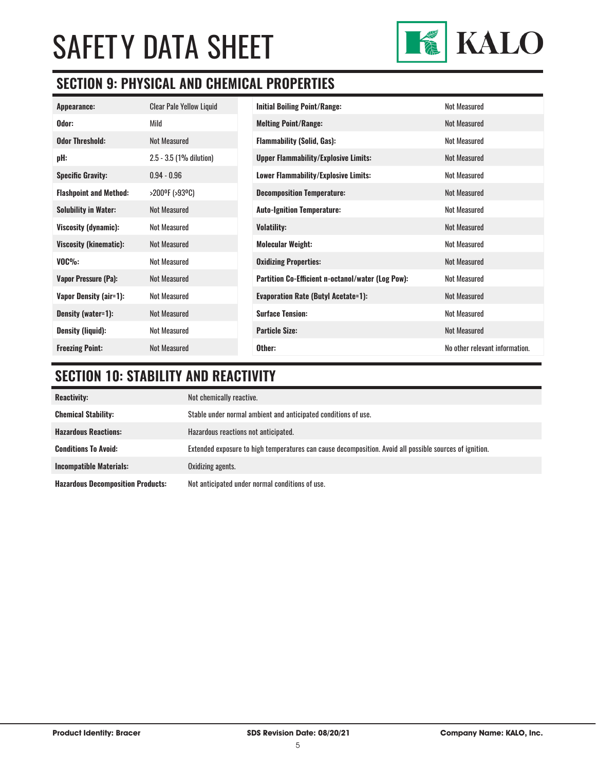# SAFETY DATA SHEET

## SECTION 9: PHYSICAL AND CHEMICAL PROPERTIES

| Property | Value | Property | Value |
|---|---|---|---|
| **Appearance:** | Clear Pale Yellow Liquid | **Initial Boiling Point/Range:** | Not Measured |
| **Odor:** | Mild | **Melting Point/Range:** | Not Measured |
| **Odor Threshold:** | Not Measured | **Flammability (Solid, Gas):** | Not Measured |
| **pH:** | 2.5 - 3.5 (1% dilution) | **Upper Flammability/Explosive Limits:** | Not Measured |
| **Specific Gravity:** | 0.94 - 0.96 | **Lower Flammability/Explosive Limits:** | Not Measured |
| **Flashpoint and Method:** | >200ºF (>93ºC) | **Decomposition Temperature:** | Not Measured |
| **Solubility in Water:** | Not Measured | **Auto-Ignition Temperature:** | Not Measured |
| **Viscosity (dynamic):** | Not Measured | **Volatility:** | Not Measured |
| **Viscosity (kinematic):** | Not Measured | **Molecular Weight:** | Not Measured |
| **VOC%:** | Not Measured | **Oxidizing Properties:** | Not Measured |
| **Vapor Pressure (Pa):** | Not Measured | **Partition Co-Efficient n-octanol/water (Log Pow):** | Not Measured |
| **Vapor Density (air=1):** | Not Measured | **Evaporation Rate (Butyl Acetate=1):** | Not Measured |
| **Density (water=1):** | Not Measured | **Surface Tension:** | Not Measured |
| **Density (liquid):** | Not Measured | **Particle Size:** | Not Measured |
| **Freezing Point:** | Not Measured | **Other:** | No other relevant information. |

## SECTION 10: STABILITY AND REACTIVITY

| | |
|---|---|
| **Reactivity:** | Not chemically reactive. |
| **Chemical Stability:** | Stable under normal ambient and anticipated conditions of use. |
| **Hazardous Reactions:** | Hazardous reactions not anticipated. |
| **Conditions To Avoid:** | Extended exposure to high temperatures can cause decomposition. Avoid all possible sources of ignition. |
| **Incompatible Materials:** | Oxidizing agents. |
| **Hazardous Decomposition Products:** | Not anticipated under normal conditions of use. |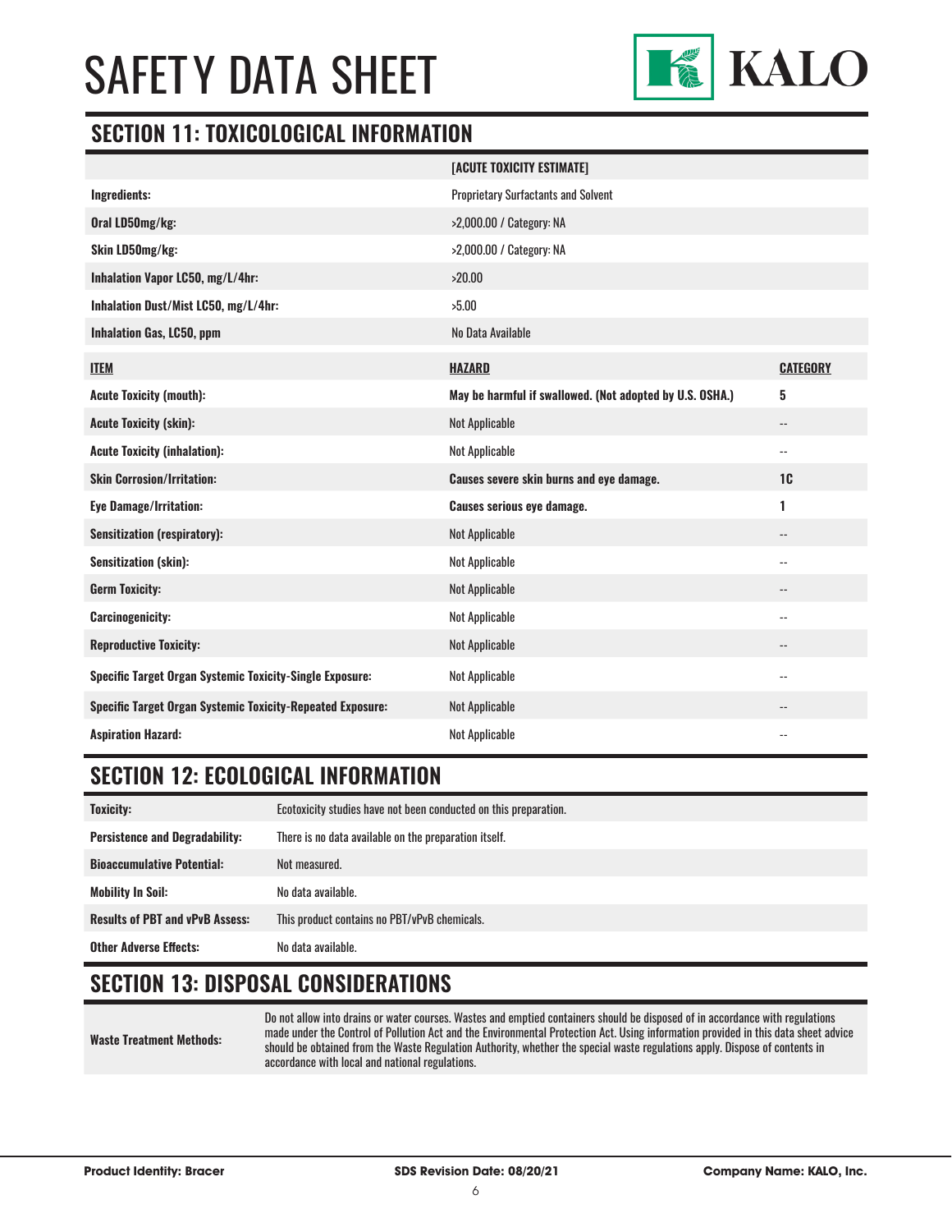# SAFETY DATA SHEET

## SECTION 11: TOXICOLOGICAL INFORMATION

| | [ACUTE TOXICITY ESTIMATE] |
|---|---|
| **Ingredients:** | Proprietary Surfactants and Solvent |
| **Oral LD50mg/kg:** | >2,000.00 / Category: NA |
| **Skin LD50mg/kg:** | >2,000.00 / Category: NA |
| **Inhalation Vapor LC50, mg/L/4hr:** | >20.00 |
| **Inhalation Dust/Mist LC50, mg/L/4hr:** | >5.00 |
| **Inhalation Gas, LC50, ppm** | No Data Available |

| **ITEM** | **HAZARD** | **CATEGORY** |
|---|---|---|
| **Acute Toxicity (mouth):** | **May be harmful if swallowed. (Not adopted by U.S. OSHA.)** | **5** |
| **Acute Toxicity (skin):** | Not Applicable | -- |
| **Acute Toxicity (inhalation):** | Not Applicable | -- |
| **Skin Corrosion/Irritation:** | **Causes severe skin burns and eye damage.** | **1C** |
| **Eye Damage/Irritation:** | **Causes serious eye damage.** | **1** |
| **Sensitization (respiratory):** | Not Applicable | -- |
| **Sensitization (skin):** | Not Applicable | -- |
| **Germ Toxicity:** | Not Applicable | -- |
| **Carcinogenicity:** | Not Applicable | -- |
| **Reproductive Toxicity:** | Not Applicable | -- |
| **Specific Target Organ Systemic Toxicity-Single Exposure:** | Not Applicable | -- |
| **Specific Target Organ Systemic Toxicity-Repeated Exposure:** | Not Applicable | -- |
| **Aspiration Hazard:** | Not Applicable | -- |

## SECTION 12: ECOLOGICAL INFORMATION

| | |
|---|---|
| **Toxicity:** | Ecotoxicity studies have not been conducted on this preparation. |
| **Persistence and Degradability:** | There is no data available on the preparation itself. |
| **Bioaccumulative Potential:** | Not measured. |
| **Mobility In Soil:** | No data available. |
| **Results of PBT and vPvB Assess:** | This product contains no PBT/vPvB chemicals. |
| **Other Adverse Effects:** | No data available. |

## SECTION 13: DISPOSAL CONSIDERATIONS

| | |
|---|---|
| **Waste Treatment Methods:** | Do not allow into drains or water courses. Wastes and emptied containers should be disposed of in accordance with regulations made under the Control of Pollution Act and the Environmental Protection Act. Using information provided in this data sheet advice should be obtained from the Waste Regulation Authority, whether the special waste regulations apply. Dispose of contents in accordance with local and national regulations. |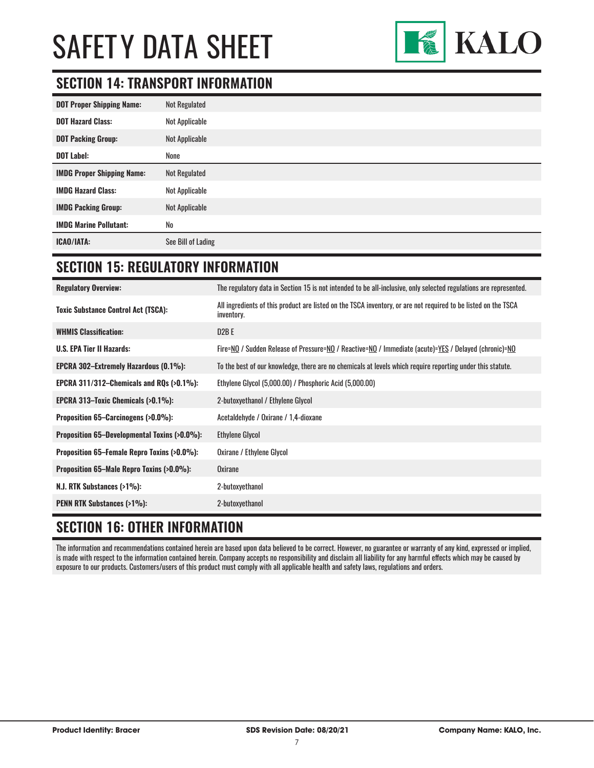# SAFETY DATA SHEET

## SECTION 14: TRANSPORT INFORMATION

| | |
|---|---|
| **DOT Proper Shipping Name:** | Not Regulated |
| **DOT Hazard Class:** | Not Applicable |
| **DOT Packing Group:** | Not Applicable |
| **DOT Label:** | None |
| **IMDG Proper Shipping Name:** | Not Regulated |
| **IMDG Hazard Class:** | Not Applicable |
| **IMDG Packing Group:** | Not Applicable |
| **IMDG Marine Pollutant:** | No |
| **ICAO/IATA:** | See Bill of Lading |

## SECTION 15: REGULATORY INFORMATION

| | |
|---|---|
| **Regulatory Overview:** | The regulatory data in Section 15 is not intended to be all-inclusive, only selected regulations are represented. |
| **Toxic Substance Control Act (TSCA):** | All ingredients of this product are listed on the TSCA inventory, or are not required to be listed on the TSCA inventory. |
| **WHMIS Classification:** | D2B E |
| **U.S. EPA Tier II Hazards:** | Fire=NO / Sudden Release of Pressure=NO / Reactive=NO / Immediate (acute)=YES / Delayed (chronic)=NO |
| **EPCRA 302–Extremely Hazardous (0.1%):** | To the best of our knowledge, there are no chemicals at levels which require reporting under this statute. |
| **EPCRA 311/312–Chemicals and RQs (>0.1%):** | Ethylene Glycol (5,000.00) / Phosphoric Acid (5,000.00) |
| **EPCRA 313–Toxic Chemicals (>0.1%):** | 2-butoxyethanol / Ethylene Glycol |
| **Proposition 65–Carcinogens (>0.0%):** | Acetaldehyde / Oxirane / 1,4-dioxane |
| **Proposition 65–Developmental Toxins (>0.0%):** | Ethylene Glycol |
| **Proposition 65–Female Repro Toxins (>0.0%):** | Oxirane / Ethylene Glycol |
| **Proposition 65–Male Repro Toxins (>0.0%):** | Oxirane |
| **N.J. RTK Substances (>1%):** | 2-butoxyethanol |
| **PENN RTK Substances (>1%):** | 2-butoxyethanol |

## SECTION 16: OTHER INFORMATION

The information and recommendations contained herein are based upon data believed to be correct. However, no guarantee or warranty of any kind, expressed or implied, is made with respect to the information contained herein. Company accepts no responsibility and disclaim all liability for any harmful effects which may be caused by exposure to our products. Customers/users of this product must comply with all applicable health and safety laws, regulations and orders.